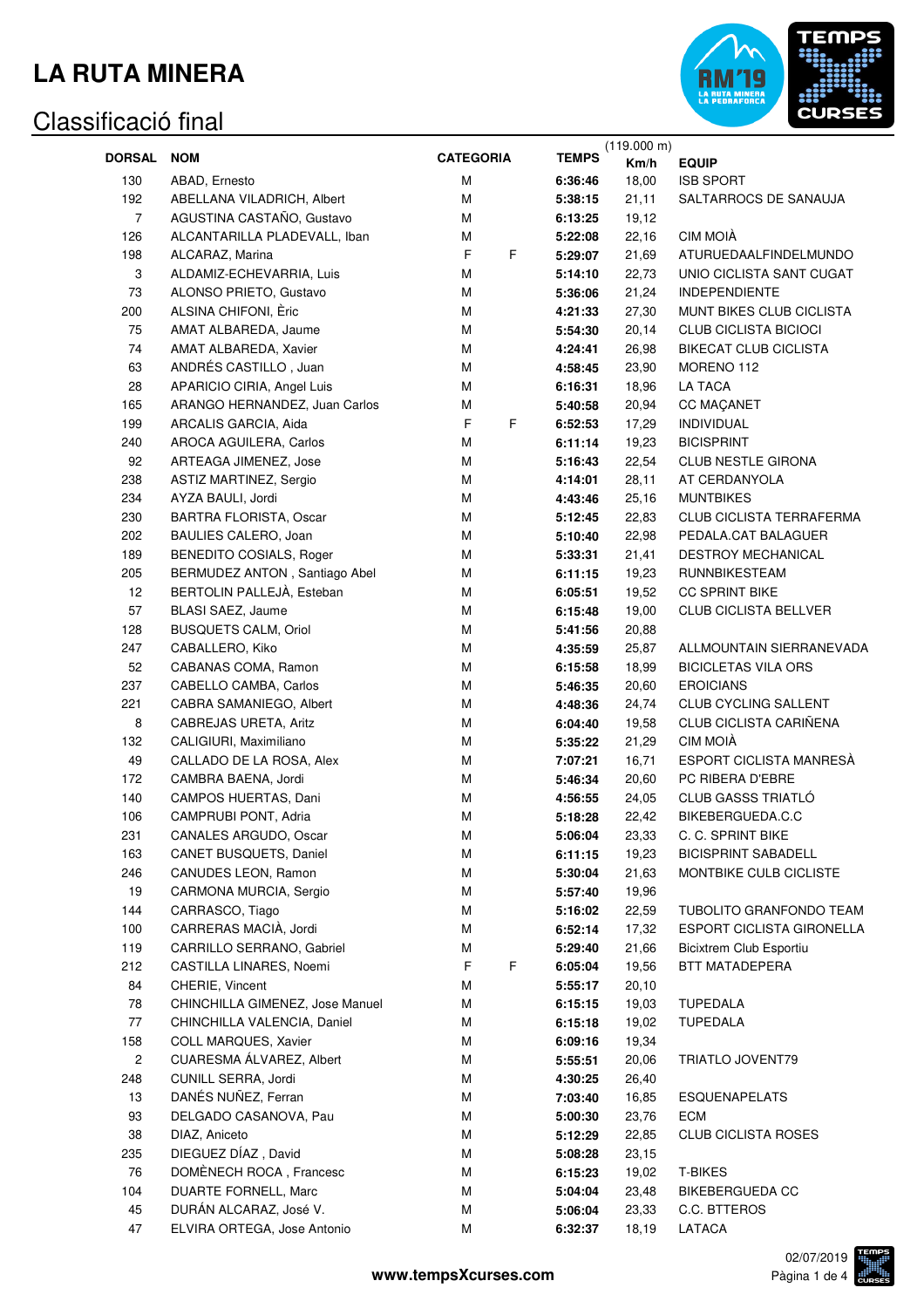# LA RUTA MINERA

## Classificació final

| DORSAL | NOM | CATEGORIA | | TEMPS | (119.000 m) Km/h | EQUIP |
|---|---|---|---|---|---|---|
| 130 | ABAD, Ernesto | M | | **6:36:46** | 18,00 | ISB SPORT |
| 192 | ABELLANA VILADRICH, Albert | M | | **5:38:15** | 21,11 | SALTARROCS DE SANAUJA |
| 7 | AGUSTINA CASTAÑO, Gustavo | M | | **6:13:25** | 19,12 | |
| 126 | ALCANTARILLA PLADEVALL, Iban | M | | **5:22:08** | 22,16 | CIM MOIÀ |
| 198 | ALCARAZ, Marina | F | F | **5:29:07** | 21,69 | ATURUEDAALFINDELMUNDO |
| 3 | ALDAMIZ-ECHEVARRIA, Luis | M | | **5:14:10** | 22,73 | UNIO CICLISTA SANT CUGAT |
| 73 | ALONSO PRIETO, Gustavo | M | | **5:36:06** | 21,24 | INDEPENDIENTE |
| 200 | ALSINA CHIFONI, Èric | M | | **4:21:33** | 27,30 | MUNT BIKES CLUB CICLISTA |
| 75 | AMAT ALBAREDA, Jaume | M | | **5:54:30** | 20,14 | CLUB CICLISTA BICIOCI |
| 74 | AMAT ALBAREDA, Xavier | M | | **4:24:41** | 26,98 | BIKECAT CLUB CICLISTA |
| 63 | ANDRÉS CASTILLO , Juan | M | | **4:58:45** | 23,90 | MORENO 112 |
| 28 | APARICIO CIRIA, Angel Luis | M | | **6:16:31** | 18,96 | LA TACA |
| 165 | ARANGO HERNANDEZ, Juan Carlos | M | | **5:40:58** | 20,94 | CC MAÇANET |
| 199 | ARCALIS GARCIA, Aida | F | F | **6:52:53** | 17,29 | INDIVIDUAL |
| 240 | AROCA AGUILERA, Carlos | M | | **6:11:14** | 19,23 | BICISPRINT |
| 92 | ARTEAGA JIMENEZ, Jose | M | | **5:16:43** | 22,54 | CLUB NESTLE GIRONA |
| 238 | ASTIZ MARTINEZ, Sergio | M | | **4:14:01** | 28,11 | AT CERDANYOLA |
| 234 | AYZA BAULI, Jordi | M | | **4:43:46** | 25,16 | MUNTBIKES |
| 230 | BARTRA FLORISTA, Oscar | M | | **5:12:45** | 22,83 | CLUB CICLISTA TERRAFERMA |
| 202 | BAULIES CALERO, Joan | M | | **5:10:40** | 22,98 | PEDALA.CAT BALAGUER |
| 189 | BENEDITO COSIALS, Roger | M | | **5:33:31** | 21,41 | DESTROY MECHANICAL |
| 205 | BERMUDEZ ANTON , Santiago Abel | M | | **6:11:15** | 19,23 | RUNNBIKESTEAM |
| 12 | BERTOLIN PALLEJÀ, Esteban | M | | **6:05:51** | 19,52 | CC SPRINT BIKE |
| 57 | BLASI SAEZ, Jaume | M | | **6:15:48** | 19,00 | CLUB CICLISTA BELLVER |
| 128 | BUSQUETS CALM, Oriol | M | | **5:41:56** | 20,88 | |
| 247 | CABALLERO, Kiko | M | | **4:35:59** | 25,87 | ALLMOUNTAIN SIERRANEVADA |
| 52 | CABANAS COMA, Ramon | M | | **6:15:58** | 18,99 | BICICLETAS VILA ORS |
| 237 | CABELLO CAMBA, Carlos | M | | **5:46:35** | 20,60 | EROICIANS |
| 221 | CABRA SAMANIEGO, Albert | M | | **4:48:36** | 24,74 | CLUB CYCLING SALLENT |
| 8 | CABREJAS URETA, Aritz | M | | **6:04:40** | 19,58 | CLUB CICLISTA CARIÑENA |
| 132 | CALIGIURI, Maximiliano | M | | **5:35:22** | 21,29 | CIM MOIÀ |
| 49 | CALLADO DE LA ROSA, Alex | M | | **7:07:21** | 16,71 | ESPORT CICLISTA MANRESÀ |
| 172 | CAMBRA BAENA, Jordi | M | | **5:46:34** | 20,60 | PC RIBERA D'EBRE |
| 140 | CAMPOS HUERTAS, Dani | M | | **4:56:55** | 24,05 | CLUB GASSS TRIATLÓ |
| 106 | CAMPRUBI PONT, Adria | M | | **5:18:28** | 22,42 | BIKEBERGUEDA.C.C |
| 231 | CANALES ARGUDO, Oscar | M | | **5:06:04** | 23,33 | C. C. SPRINT BIKE |
| 163 | CANET BUSQUETS, Daniel | M | | **6:11:15** | 19,23 | BICISPRINT SABADELL |
| 246 | CANUDES LEON, Ramon | M | | **5:30:04** | 21,63 | MONTBIKE CULB CICLISTE |
| 19 | CARMONA MURCIA, Sergio | M | | **5:57:40** | 19,96 | |
| 144 | CARRASCO, Tiago | M | | **5:16:02** | 22,59 | TUBOLITO GRANFONDO TEAM |
| 100 | CARRERAS MACIÀ, Jordi | M | | **6:52:14** | 17,32 | ESPORT CICLISTA GIRONELLA |
| 119 | CARRILLO SERRANO, Gabriel | M | | **5:29:40** | 21,66 | Bicixtrem Club Esportiu |
| 212 | CASTILLA LINARES, Noemi | F | F | **6:05:04** | 19,56 | BTT MATADEPERA |
| 84 | CHERIE, Vincent | M | | **5:55:17** | 20,10 | |
| 78 | CHINCHILLA GIMENEZ, Jose Manuel | M | | **6:15:15** | 19,03 | TUPEDALA |
| 77 | CHINCHILLA VALENCIA, Daniel | M | | **6:15:18** | 19,02 | TUPEDALA |
| 158 | COLL MARQUES, Xavier | M | | **6:09:16** | 19,34 | |
| 2 | CUARESMA ÁLVAREZ, Albert | M | | **5:55:51** | 20,06 | TRIATLO JOVENT79 |
| 248 | CUNILL SERRA, Jordi | M | | **4:30:25** | 26,40 | |
| 13 | DANÉS NUÑEZ, Ferran | M | | **7:03:40** | 16,85 | ESQUENAPELATS |
| 93 | DELGADO CASANOVA, Pau | M | | **5:00:30** | 23,76 | ECM |
| 38 | DIAZ, Aniceto | M | | **5:12:29** | 22,85 | CLUB CICLISTA ROSES |
| 235 | DIEGUEZ DÍAZ , David | M | | **5:08:28** | 23,15 | |
| 76 | DOMÈNECH ROCA , Francesc | M | | **6:15:23** | 19,02 | T-BIKES |
| 104 | DUARTE FORNELL, Marc | M | | **5:04:04** | 23,48 | BIKEBERGUEDA CC |
| 45 | DURÁN ALCARAZ, José V. | M | | **5:06:04** | 23,33 | C.C. BTTEROS |
| 47 | ELVIRA ORTEGA, Jose Antonio | M | | **6:32:37** | 18,19 | LATACA |

www.tempsXcurses.com

02/07/2019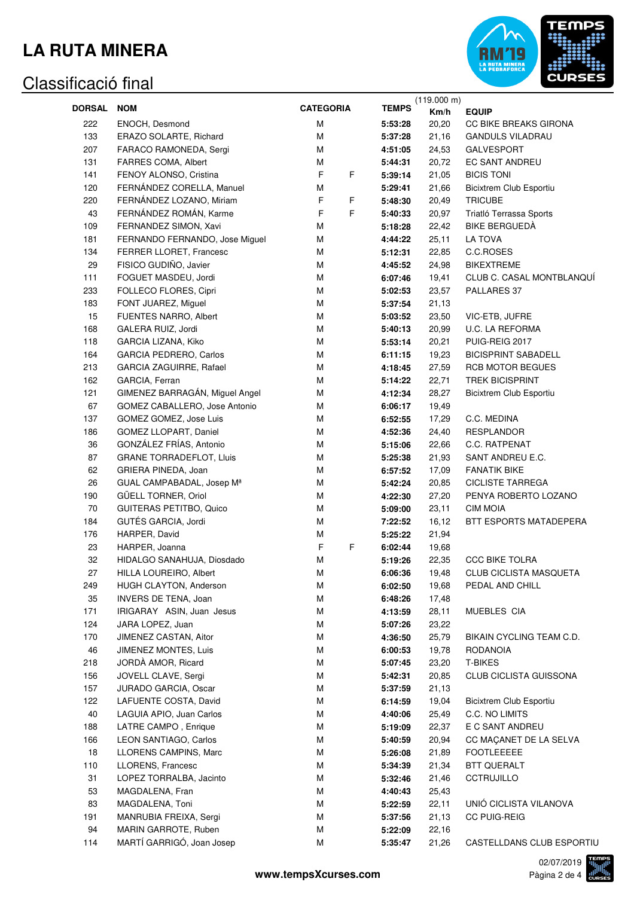# LA RUTA MINERA

## Classificació final

| DORSAL | NOM | CATEGORIA | | TEMPS | (119.000 m) Km/h | EQUIP |
|---|---|---|---|---|---|---|
| 222 | ENOCH, Desmond | M | | **5:53:28** | 20,20 | CC BIKE BREAKS GIRONA |
| 133 | ERAZO SOLARTE, Richard | M | | **5:37:28** | 21,16 | GANDULS VILADRAU |
| 207 | FARACO RAMONEDA, Sergi | M | | **4:51:05** | 24,53 | GALVESPORT |
| 131 | FARRES COMA, Albert | M | | **5:44:31** | 20,72 | EC SANT ANDREU |
| 141 | FENOY ALONSO, Cristina | F | F | **5:39:14** | 21,05 | BICIS TONI |
| 120 | FERNÁNDEZ CORELLA, Manuel | M | | **5:29:41** | 21,66 | Bicixtrem Club Esportiu |
| 220 | FERNÁNDEZ LOZANO, Miriam | F | F | **5:48:30** | 20,49 | TRICUBE |
| 43 | FERNÁNDEZ ROMÁN, Karme | F | F | **5:40:33** | 20,97 | Triatló Terrassa Sports |
| 109 | FERNANDEZ SIMON, Xavi | M | | **5:18:28** | 22,42 | BIKE BERGUEDÀ |
| 181 | FERNANDO FERNANDO, Jose Miguel | M | | **4:44:22** | 25,11 | LA TOVA |
| 134 | FERRER LLORET, Francesc | M | | **5:12:31** | 22,85 | C.C.ROSES |
| 29 | FISICO GUDIÑO, Javier | M | | **4:45:52** | 24,98 | BIKEXTREME |
| 111 | FOGUET MASDEU, Jordi | M | | **6:07:46** | 19,41 | CLUB C. CASAL MONTBLANQUÍ |
| 233 | FOLLECO FLORES, Cipri | M | | **5:02:53** | 23,57 | PALLARES 37 |
| 183 | FONT JUAREZ, Miguel | M | | **5:37:54** | 21,13 | |
| 15 | FUENTES NARRO, Albert | M | | **5:03:52** | 23,50 | VIC-ETB, JUFRE |
| 168 | GALERA RUIZ, Jordi | M | | **5:40:13** | 20,99 | U.C. LA REFORMA |
| 118 | GARCIA LIZANA, Kiko | M | | **5:53:14** | 20,21 | PUIG-REIG 2017 |
| 164 | GARCIA PEDRERO, Carlos | M | | **6:11:15** | 19,23 | BICISPRINT SABADELL |
| 213 | GARCIA ZAGUIRRE, Rafael | M | | **4:18:45** | 27,59 | RCB MOTOR BEGUES |
| 162 | GARCIA, Ferran | M | | **5:14:22** | 22,71 | TREK BICISPRINT |
| 121 | GIMENEZ BARRAGÁN, Miguel Angel | M | | **4:12:34** | 28,27 | Bicixtrem Club Esportiu |
| 67 | GOMEZ CABALLERO, Jose Antonio | M | | **6:06:17** | 19,49 | |
| 137 | GOMEZ GOMEZ, Jose Luis | M | | **6:52:55** | 17,29 | C.C. MEDINA |
| 186 | GOMEZ LLOPART, Daniel | M | | **4:52:36** | 24,40 | RESPLANDOR |
| 36 | GONZÁLEZ FRÍAS, Antonio | M | | **5:15:06** | 22,66 | C.C. RATPENAT |
| 87 | GRANE TORRADEFLOT, Lluis | M | | **5:25:38** | 21,93 | SANT ANDREU E.C. |
| 62 | GRIERA PINEDA, Joan | M | | **6:57:52** | 17,09 | FANATIK BIKE |
| 26 | GUAL CAMPABADAL, Josep Mª | M | | **5:42:24** | 20,85 | CICLISTE TARREGA |
| 190 | GÜELL TORNER, Oriol | M | | **4:22:30** | 27,20 | PENYA ROBERTO LOZANO |
| 70 | GUITERAS PETITBO, Quico | M | | **5:09:00** | 23,11 | CIM MOIA |
| 184 | GUTÉS GARCIA, Jordi | M | | **7:22:52** | 16,12 | BTT ESPORTS MATADEPERA |
| 176 | HARPER, David | M | | **5:25:22** | 21,94 | |
| 23 | HARPER, Joanna | F | F | **6:02:44** | 19,68 | |
| 32 | HIDALGO SANAHUJA, Diosdado | M | | **5:19:26** | 22,35 | CCC BIKE TOLRA |
| 27 | HILLA LOUREIRO, Albert | M | | **6:06:36** | 19,48 | CLUB CICLISTA MASQUETA |
| 249 | HUGH CLAYTON, Anderson | M | | **6:02:50** | 19,68 | PEDAL AND CHILL |
| 35 | INVERS DE TENA, Joan | M | | **6:48:26** | 17,48 | |
| 171 | IRIGARAY ASIN, Juan Jesus | M | | **4:13:59** | 28,11 | MUEBLES CIA |
| 124 | JARA LOPEZ, Juan | M | | **5:07:26** | 23,22 | |
| 170 | JIMENEZ CASTAN, Aitor | M | | **4:36:50** | 25,79 | BIKAIN CYCLING TEAM C.D. |
| 46 | JIMENEZ MONTES, Luis | M | | **6:00:53** | 19,78 | RODANOIA |
| 218 | JORDÀ AMOR, Ricard | M | | **5:07:45** | 23,20 | T-BIKES |
| 156 | JOVELL CLAVE, Sergi | M | | **5:42:31** | 20,85 | CLUB CICLISTA GUISSONA |
| 157 | JURADO GARCIA, Oscar | M | | **5:37:59** | 21,13 | |
| 122 | LAFUENTE COSTA, David | M | | **6:14:59** | 19,04 | Bicixtrem Club Esportiu |
| 40 | LAGUIA APIO, Juan Carlos | M | | **4:40:06** | 25,49 | C.C. NO LIMITS |
| 188 | LATRE CAMPO , Enrique | M | | **5:19:09** | 22,37 | E C SANT ANDREU |
| 166 | LEON SANTIAGO, Carlos | M | | **5:40:59** | 20,94 | CC MAÇANET DE LA SELVA |
| 18 | LLORENS CAMPINS, Marc | M | | **5:26:08** | 21,89 | FOOTLEEEEE |
| 110 | LLORENS, Francesc | M | | **5:34:39** | 21,34 | BTT QUERALT |
| 31 | LOPEZ TORRALBA, Jacinto | M | | **5:32:46** | 21,46 | CCTRUJILLO |
| 53 | MAGDALENA, Fran | M | | **4:40:43** | 25,43 | |
| 83 | MAGDALENA, Toni | M | | **5:22:59** | 22,11 | UNIÓ CICLISTA VILANOVA |
| 191 | MANRUBIA FREIXA, Sergi | M | | **5:37:56** | 21,13 | CC PUIG-REIG |
| 94 | MARIN GARROTE, Ruben | M | | **5:22:09** | 22,16 | |
| 114 | MARTÍ GARRIGÓ, Joan Josep | M | | **5:35:47** | 21,26 | CASTELLDANS CLUB ESPORTIU |

**www.tempsXcurses.com**

02/07/2019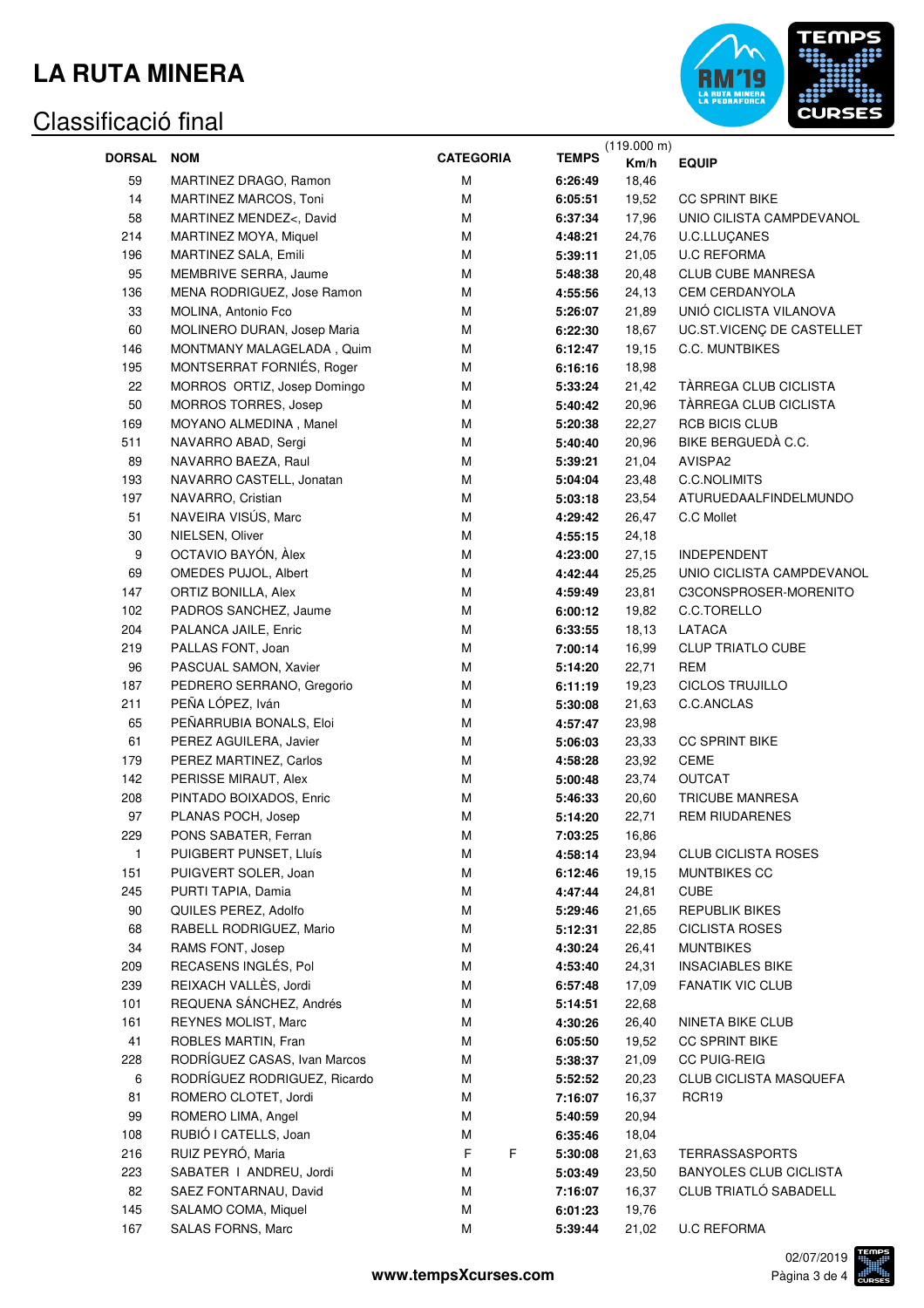# LA RUTA MINERA

## Classificació final

| DORSAL | NOM | CATEGORIA | | TEMPS | (119.000 m) Km/h | EQUIP |
|---|---|---|---|---|---|---|
| 59 | MARTINEZ DRAGO, Ramon | M | | **6:26:49** | 18,46 | |
| 14 | MARTINEZ MARCOS, Toni | M | | **6:05:51** | 19,52 | CC SPRINT BIKE |
| 58 | MARTINEZ MENDEZ<, David | M | | **6:37:34** | 17,96 | UNIO CILISTA CAMPDEVANOL |
| 214 | MARTINEZ MOYA, Miquel | M | | **4:48:21** | 24,76 | U.C.LLUÇANES |
| 196 | MARTINEZ SALA, Emili | M | | **5:39:11** | 21,05 | U.C REFORMA |
| 95 | MEMBRIVE SERRA, Jaume | M | | **5:48:38** | 20,48 | CLUB CUBE MANRESA |
| 136 | MENA RODRIGUEZ, Jose Ramon | M | | **4:55:56** | 24,13 | CEM CERDANYOLA |
| 33 | MOLINA, Antonio Fco | M | | **5:26:07** | 21,89 | UNIÓ CICLISTA VILANOVA |
| 60 | MOLINERO DURAN, Josep Maria | M | | **6:22:30** | 18,67 | UC.ST.VICENÇ DE CASTELLET |
| 146 | MONTMANY MALAGELADA , Quim | M | | **6:12:47** | 19,15 | C.C. MUNTBIKES |
| 195 | MONTSERRAT FORNIÉS, Roger | M | | **6:16:16** | 18,98 | |
| 22 | MORROS ORTIZ, Josep Domingo | M | | **5:33:24** | 21,42 | TÀRREGA CLUB CICLISTA |
| 50 | MORROS TORRES, Josep | M | | **5:40:42** | 20,96 | TÀRREGA CLUB CICLISTA |
| 169 | MOYANO ALMEDINA , Manel | M | | **5:20:38** | 22,27 | RCB BICIS CLUB |
| 511 | NAVARRO ABAD, Sergi | M | | **5:40:40** | 20,96 | BIKE BERGUEDÀ C.C. |
| 89 | NAVARRO BAEZA, Raul | M | | **5:39:21** | 21,04 | AVISPA2 |
| 193 | NAVARRO CASTELL, Jonatan | M | | **5:04:04** | 23,48 | C.C.NOLIMITS |
| 197 | NAVARRO, Cristian | M | | **5:03:18** | 23,54 | ATURUEDAALFINDELMUNDO |
| 51 | NAVEIRA VISÚS, Marc | M | | **4:29:42** | 26,47 | C.C Mollet |
| 30 | NIELSEN, Oliver | M | | **4:55:15** | 24,18 | |
| 9 | OCTAVIO BAYÓN, Àlex | M | | **4:23:00** | 27,15 | INDEPENDENT |
| 69 | OMEDES PUJOL, Albert | M | | **4:42:44** | 25,25 | UNIO CICLISTA CAMPDEVANOL |
| 147 | ORTIZ BONILLA, Alex | M | | **4:59:49** | 23,81 | C3CONSPROSER-MORENITO |
| 102 | PADROS SANCHEZ, Jaume | M | | **6:00:12** | 19,82 | C.C.TORELLO |
| 204 | PALANCA JAILE, Enric | M | | **6:33:55** | 18,13 | LATACA |
| 219 | PALLAS FONT, Joan | M | | **7:00:14** | 16,99 | CLUP TRIATLO CUBE |
| 96 | PASCUAL SAMON, Xavier | M | | **5:14:20** | 22,71 | REM |
| 187 | PEDRERO SERRANO, Gregorio | M | | **6:11:19** | 19,23 | CICLOS TRUJILLO |
| 211 | PEÑA LÓPEZ, Iván | M | | **5:30:08** | 21,63 | C.C.ANCLAS |
| 65 | PEÑARRUBIA BONALS, Eloi | M | | **4:57:47** | 23,98 | |
| 61 | PEREZ AGUILERA, Javier | M | | **5:06:03** | 23,33 | CC SPRINT BIKE |
| 179 | PEREZ MARTINEZ, Carlos | M | | **4:58:28** | 23,92 | CEME |
| 142 | PERISSE MIRAUT, Alex | M | | **5:00:48** | 23,74 | OUTCAT |
| 208 | PINTADO BOIXADOS, Enric | M | | **5:46:33** | 20,60 | TRICUBE MANRESA |
| 97 | PLANAS POCH, Josep | M | | **5:14:20** | 22,71 | REM RIUDARENES |
| 229 | PONS SABATER, Ferran | M | | **7:03:25** | 16,86 | |
| 1 | PUIGBERT PUNSET, Lluís | M | | **4:58:14** | 23,94 | CLUB CICLISTA ROSES |
| 151 | PUIGVERT SOLER, Joan | M | | **6:12:46** | 19,15 | MUNTBIKES CC |
| 245 | PURTI TAPIA, Damia | M | | **4:47:44** | 24,81 | CUBE |
| 90 | QUILES PEREZ, Adolfo | M | | **5:29:46** | 21,65 | REPUBLIK BIKES |
| 68 | RABELL RODRIGUEZ, Mario | M | | **5:12:31** | 22,85 | CICLISTA ROSES |
| 34 | RAMS FONT, Josep | M | | **4:30:24** | 26,41 | MUNTBIKES |
| 209 | RECASENS INGLÉS, Pol | M | | **4:53:40** | 24,31 | INSACIABLES BIKE |
| 239 | REIXACH VALLÈS, Jordi | M | | **6:57:48** | 17,09 | FANATIK VIC CLUB |
| 101 | REQUENA SÁNCHEZ, Andrés | M | | **5:14:51** | 22,68 | |
| 161 | REYNES MOLIST, Marc | M | | **4:30:26** | 26,40 | NINETA BIKE CLUB |
| 41 | ROBLES MARTIN, Fran | M | | **6:05:50** | 19,52 | CC SPRINT BIKE |
| 228 | RODRÍGUEZ CASAS, Ivan Marcos | M | | **5:38:37** | 21,09 | CC PUIG-REIG |
| 6 | RODRÍGUEZ RODRIGUEZ, Ricardo | M | | **5:52:52** | 20,23 | CLUB CICLISTA MASQUEFA |
| 81 | ROMERO CLOTET, Jordi | M | | **7:16:07** | 16,37 | RCR19 |
| 99 | ROMERO LIMA, Angel | M | | **5:40:59** | 20,94 | |
| 108 | RUBIÓ I CATELLS, Joan | M | | **6:35:46** | 18,04 | |
| 216 | RUIZ PEYRÓ, Maria | F | F | **5:30:08** | 21,63 | TERRASSASPORTS |
| 223 | SABATER I ANDREU, Jordi | M | | **5:03:49** | 23,50 | BANYOLES CLUB CICLISTA |
| 82 | SAEZ FONTARNAU, David | M | | **7:16:07** | 16,37 | CLUB TRIATLÓ SABADELL |
| 145 | SALAMO COMA, Miquel | M | | **6:01:23** | 19,76 | |
| 167 | SALAS FORNS, Marc | M | | **5:39:44** | 21,02 | U.C REFORMA |

**www.tempsXcurses.com**

02/07/2019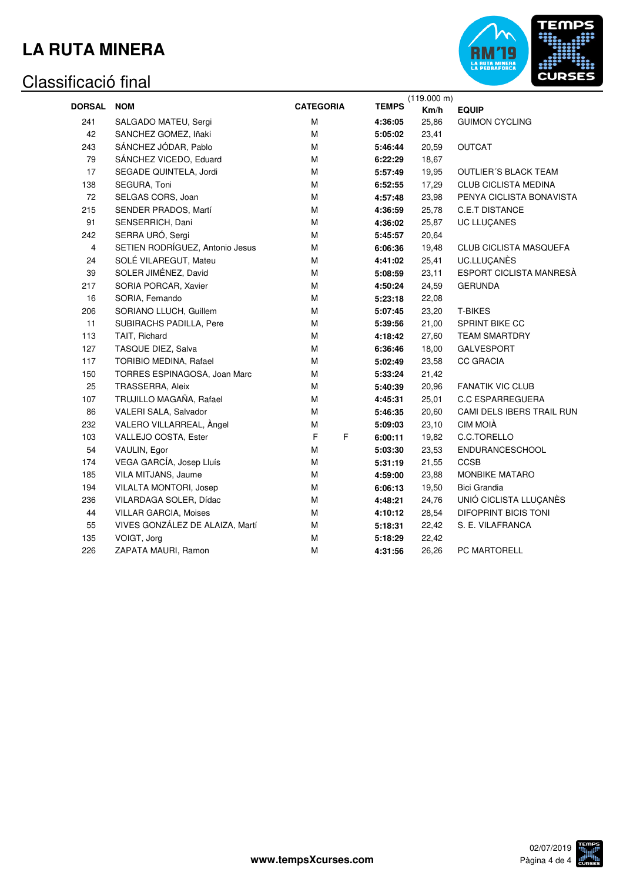# LA RUTA MINERA

## Classificació final

| DORSAL | NOM | CATEGORIA | | TEMPS | (119.000 m) Km/h | EQUIP |
|---|---|---|---|---|---|---|
| 241 | SALGADO MATEU, Sergi | M | | **4:36:05** | 25,86 | GUIMON CYCLING |
| 42 | SANCHEZ GOMEZ, Iñaki | M | | **5:05:02** | 23,41 | |
| 243 | SÁNCHEZ JÓDAR, Pablo | M | | **5:46:44** | 20,59 | OUTCAT |
| 79 | SÁNCHEZ VICEDO, Eduard | M | | **6:22:29** | 18,67 | |
| 17 | SEGADE QUINTELA, Jordi | M | | **5:57:49** | 19,95 | OUTLIER´S BLACK TEAM |
| 138 | SEGURA, Toni | M | | **6:52:55** | 17,29 | CLUB CICLISTA MEDINA |
| 72 | SELGAS CORS, Joan | M | | **4:57:48** | 23,98 | PENYA CICLISTA BONAVISTA |
| 215 | SENDER PRADOS, Martí | M | | **4:36:59** | 25,78 | C.E.T DISTANCE |
| 91 | SENSERRICH, Dani | M | | **4:36:02** | 25,87 | UC LLUÇANES |
| 242 | SERRA URÓ, Sergi | M | | **5:45:57** | 20,64 | |
| 4 | SETIEN RODRÍGUEZ, Antonio Jesus | M | | **6:06:36** | 19,48 | CLUB CICLISTA MASQUEFA |
| 24 | SOLÉ VILAREGUT, Mateu | M | | **4:41:02** | 25,41 | UC.LLUÇANÈS |
| 39 | SOLER JIMÉNEZ, David | M | | **5:08:59** | 23,11 | ESPORT CICLISTA MANRESÀ |
| 217 | SORIA PORCAR, Xavier | M | | **4:50:24** | 24,59 | GERUNDA |
| 16 | SORIA, Fernando | M | | **5:23:18** | 22,08 | |
| 206 | SORIANO LLUCH, Guillem | M | | **5:07:45** | 23,20 | T-BIKES |
| 11 | SUBIRACHS PADILLA, Pere | M | | **5:39:56** | 21,00 | SPRINT BIKE CC |
| 113 | TAIT, Richard | M | | **4:18:42** | 27,60 | TEAM SMARTDRY |
| 127 | TASQUE DIEZ, Salva | M | | **6:36:46** | 18,00 | GALVESPORT |
| 117 | TORIBIO MEDINA, Rafael | M | | **5:02:49** | 23,58 | CC GRACIA |
| 150 | TORRES ESPINAGOSA, Joan Marc | M | | **5:33:24** | 21,42 | |
| 25 | TRASSERRA, Aleix | M | | **5:40:39** | 20,96 | FANATIK VIC CLUB |
| 107 | TRUJILLO MAGAÑA, Rafael | M | | **4:45:31** | 25,01 | C.C ESPARREGUERA |
| 86 | VALERI SALA, Salvador | M | | **5:46:35** | 20,60 | CAMI DELS IBERS TRAIL RUN |
| 232 | VALERO VILLARREAL, Àngel | M | | **5:09:03** | 23,10 | CIM MOIÀ |
| 103 | VALLEJO COSTA, Ester | F | F | **6:00:11** | 19,82 | C.C.TORELLO |
| 54 | VAULIN, Egor | M | | **5:03:30** | 23,53 | ENDURANCESCHOOL |
| 174 | VEGA GARCÍA, Josep Lluís | M | | **5:31:19** | 21,55 | CCSB |
| 185 | VILA MITJANS, Jaume | M | | **4:59:00** | 23,88 | MONBIKE MATARO |
| 194 | VILALTA MONTORI, Josep | M | | **6:06:13** | 19,50 | Bici Grandia |
| 236 | VILARDAGA SOLER, Dídac | M | | **4:48:21** | 24,76 | UNIÓ CICLISTA LLUÇANÈS |
| 44 | VILLAR GARCIA, Moises | M | | **4:10:12** | 28,54 | DIFOPRINT BICIS TONI |
| 55 | VIVES GONZÁLEZ DE ALAIZA, Martí | M | | **5:18:31** | 22,42 | S. E. VILAFRANCA |
| 135 | VOIGT, Jorg | M | | **5:18:29** | 22,42 | |
| 226 | ZAPATA MAURI, Ramon | M | | **4:31:56** | 26,26 | PC MARTORELL |

www.tempsXcurses.com

02/07/2019